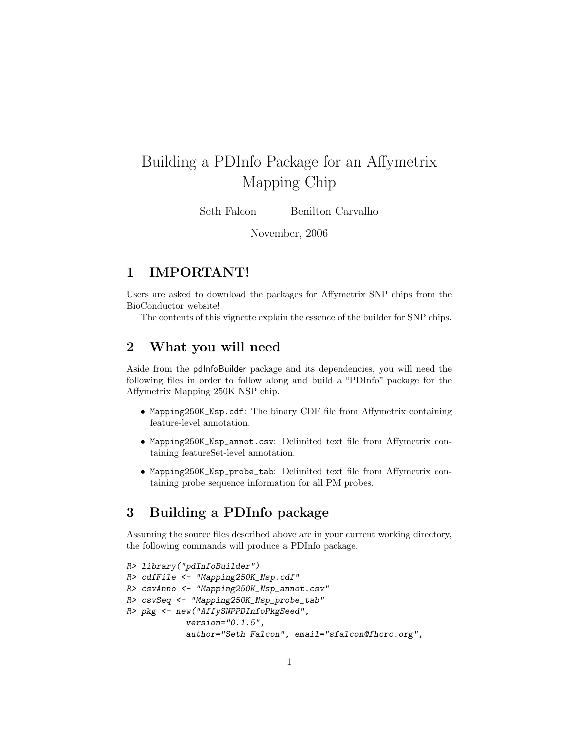# Building a PDInfo Package for an Affymetrix Mapping Chip

Seth Falcon Benilton Carvalho

November, 2006

## 1 IMPORTANT!

Users are asked to download the packages for Affymetrix SNP chips from the BioConductor website!

The contents of this vignette explain the essence of the builder for SNP chips.

## 2 What you will need

Aside from the pdInfoBuilder package and its dependencies, you will need the following files in order to follow along and build a "PDInfo" package for the Affymetrix Mapping 250K NSP chip.

- `Mapping250K_Nsp.cdf`: The binary CDF file from Affymetrix containing feature-level annotation.
- `Mapping250K_Nsp_annot.csv`: Delimited text file from Affymetrix containing featureSet-level annotation.
- `Mapping250K_Nsp_probe_tab`: Delimited text file from Affymetrix containing probe sequence information for all PM probes.

## 3 Building a PDInfo package

Assuming the source files described above are in your current working directory, the following commands will produce a PDInfo package.

```
R> library("pdInfoBuilder")
R> cdfFile <- "Mapping250K_Nsp.cdf"
R> csvAnno <- "Mapping250K_Nsp_annot.csv"
R> csvSeq <- "Mapping250K_Nsp_probe_tab"
R> pkg <- new("AffySNPPDInfoPkgSeed",
           version="0.1.5",
           author="Seth Falcon", email="sfalcon@fhcrc.org",
```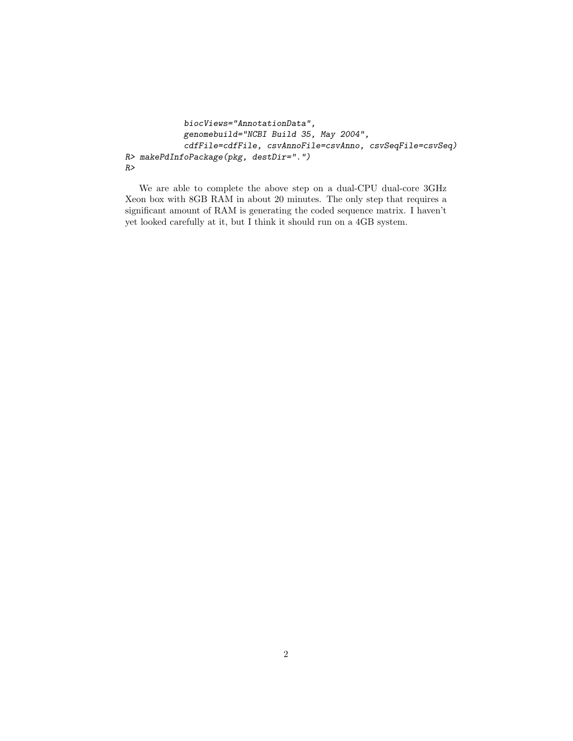```
            biocViews="AnnotationData",
            genomebuild="NCBI Build 35, May 2004",
            cdfFile=cdfFile, csvAnnoFile=csvAnno, csvSeqFile=csvSeq)
R> makePdInfoPackage(pkg, destDir=".")
R>
```

We are able to complete the above step on a dual-CPU dual-core 3GHz Xeon box with 8GB RAM in about 20 minutes. The only step that requires a significant amount of RAM is generating the coded sequence matrix. I haven't yet looked carefully at it, but I think it should run on a 4GB system.